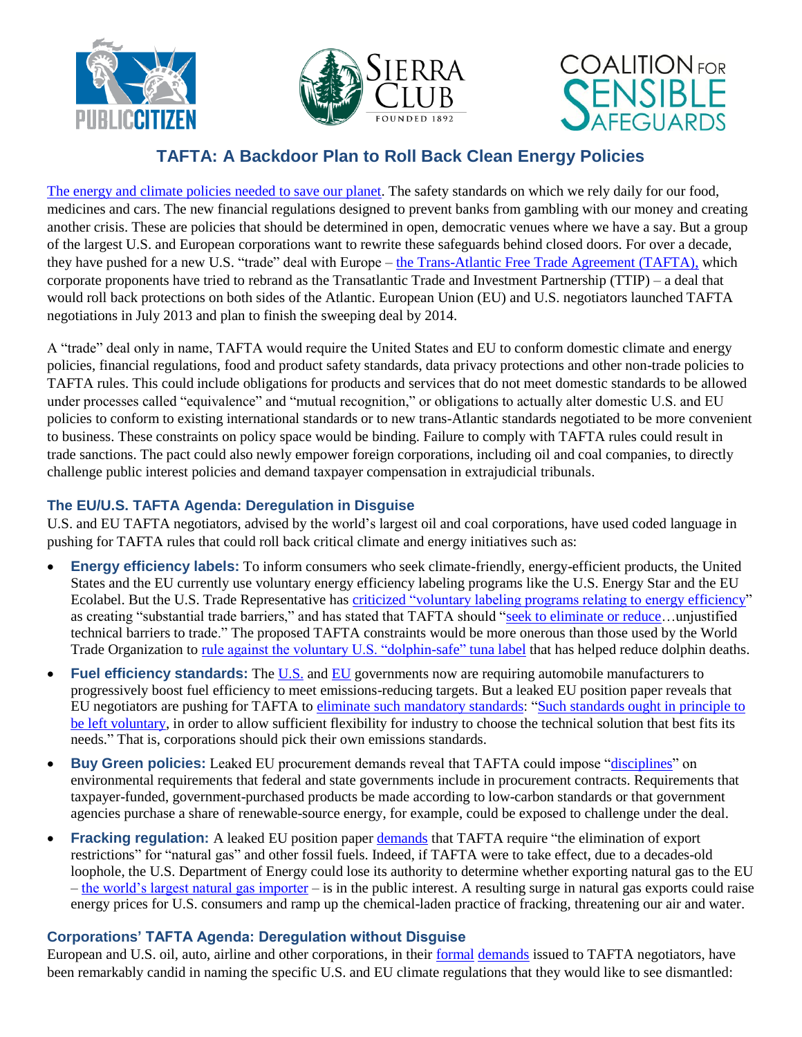# TAFTA: A Backdoor Plan to Roll Back Clean Energy Policies

The energy and climate policies needed to save our planet. The safety standards on which we rely daily for our food, medicines and cars. The new financial regulations designed to prevent banks from gambling with our money and creating another crisis. These are policies that should be determined in open, democratic venues where we have a say. But a group of the largest U.S. and European corporations want to rewrite these safeguards behind closed doors. For over a decade, they have pushed for a new U.S. "trade" deal with Europe – the Trans-Atlantic Free Trade Agreement (TAFTA), which corporate proponents have tried to rebrand as the Transatlantic Trade and Investment Partnership (TTIP) – a deal that would roll back protections on both sides of the Atlantic. European Union (EU) and U.S. negotiators launched TAFTA negotiations in July 2013 and plan to finish the sweeping deal by 2014.

A "trade" deal only in name, TAFTA would require the United States and EU to conform domestic climate and energy policies, financial regulations, food and product safety standards, data privacy protections and other non-trade policies to TAFTA rules. This could include obligations for products and services that do not meet domestic standards to be allowed under processes called "equivalence" and "mutual recognition," or obligations to actually alter domestic U.S. and EU policies to conform to existing international standards or to new trans-Atlantic standards negotiated to be more convenient to business. These constraints on policy space would be binding. Failure to comply with TAFTA rules could result in trade sanctions. The pact could also newly empower foreign corporations, including oil and coal companies, to directly challenge public interest policies and demand taxpayer compensation in extrajudicial tribunals.

### The EU/U.S. TAFTA Agenda: Deregulation in Disguise

U.S. and EU TAFTA negotiators, advised by the world's largest oil and coal corporations, have used coded language in pushing for TAFTA rules that could roll back critical climate and energy initiatives such as:

- **Energy efficiency labels:** To inform consumers who seek climate-friendly, energy-efficient products, the United States and the EU currently use voluntary energy efficiency labeling programs like the U.S. Energy Star and the EU Ecolabel. But the U.S. Trade Representative has criticized "voluntary labeling programs relating to energy efficiency" as creating "substantial trade barriers," and has stated that TAFTA should "seek to eliminate or reduce…unjustified technical barriers to trade." The proposed TAFTA constraints would be more onerous than those used by the World Trade Organization to rule against the voluntary U.S. "dolphin-safe" tuna label that has helped reduce dolphin deaths.
- **Fuel efficiency standards:** The U.S. and EU governments now are requiring automobile manufacturers to progressively boost fuel efficiency to meet emissions-reducing targets. But a leaked EU position paper reveals that EU negotiators are pushing for TAFTA to eliminate such mandatory standards: "Such standards ought in principle to be left voluntary, in order to allow sufficient flexibility for industry to choose the technical solution that best fits its needs." That is, corporations should pick their own emissions standards.
- **Buy Green policies:** Leaked EU procurement demands reveal that TAFTA could impose "disciplines" on environmental requirements that federal and state governments include in procurement contracts. Requirements that taxpayer-funded, government-purchased products be made according to low-carbon standards or that government agencies purchase a share of renewable-source energy, for example, could be exposed to challenge under the deal.
- **Fracking regulation:** A leaked EU position paper demands that TAFTA require "the elimination of export restrictions" for "natural gas" and other fossil fuels. Indeed, if TAFTA were to take effect, due to a decades-old loophole, the U.S. Department of Energy could lose its authority to determine whether exporting natural gas to the EU – the world's largest natural gas importer – is in the public interest. A resulting surge in natural gas exports could raise energy prices for U.S. consumers and ramp up the chemical-laden practice of fracking, threatening our air and water.

### Corporations' TAFTA Agenda: Deregulation without Disguise

European and U.S. oil, auto, airline and other corporations, in their formal demands issued to TAFTA negotiators, have been remarkably candid in naming the specific U.S. and EU climate regulations that they would like to see dismantled: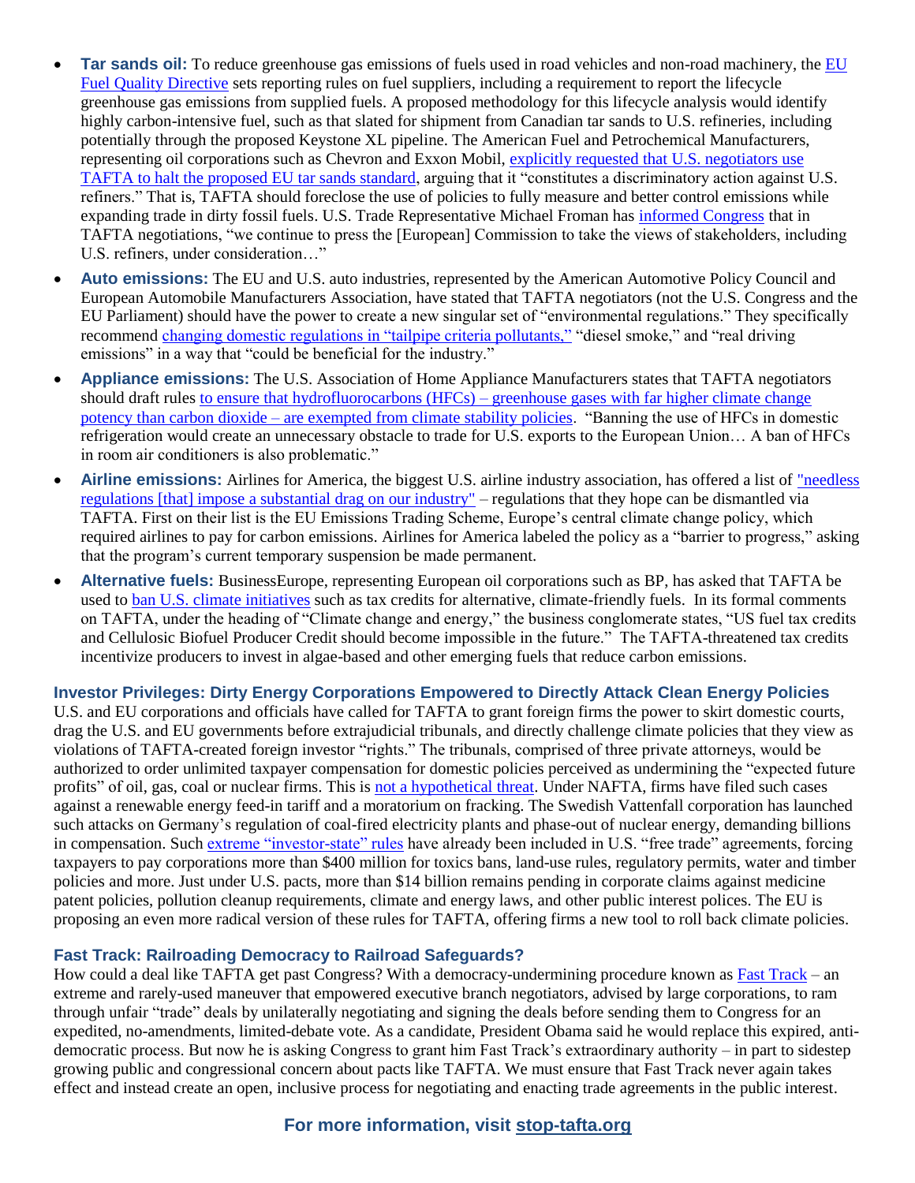- **Tar sands oil:** To reduce greenhouse gas emissions of fuels used in road vehicles and non-road machinery, the EU Fuel Quality Directive sets reporting rules on fuel suppliers, including a requirement to report the lifecycle greenhouse gas emissions from supplied fuels. A proposed methodology for this lifecycle analysis would identify highly carbon-intensive fuel, such as that slated for shipment from Canadian tar sands to U.S. refineries, including potentially through the proposed Keystone XL pipeline. The American Fuel and Petrochemical Manufacturers, representing oil corporations such as Chevron and Exxon Mobil, explicitly requested that U.S. negotiators use TAFTA to halt the proposed EU tar sands standard, arguing that it "constitutes a discriminatory action against U.S. refiners." That is, TAFTA should foreclose the use of policies to fully measure and better control emissions while expanding trade in dirty fossil fuels. U.S. Trade Representative Michael Froman has informed Congress that in TAFTA negotiations, "we continue to press the [European] Commission to take the views of stakeholders, including U.S. refiners, under consideration…"
- **Auto emissions:** The EU and U.S. auto industries, represented by the American Automotive Policy Council and European Automobile Manufacturers Association, have stated that TAFTA negotiators (not the U.S. Congress and the EU Parliament) should have the power to create a new singular set of "environmental regulations." They specifically recommend changing domestic regulations in "tailpipe criteria pollutants," "diesel smoke," and "real driving emissions" in a way that "could be beneficial for the industry."
- **Appliance emissions:** The U.S. Association of Home Appliance Manufacturers states that TAFTA negotiators should draft rules to ensure that hydrofluorocarbons (HFCs) – greenhouse gases with far higher climate change potency than carbon dioxide – are exempted from climate stability policies. "Banning the use of HFCs in domestic refrigeration would create an unnecessary obstacle to trade for U.S. exports to the European Union… A ban of HFCs in room air conditioners is also problematic."
- **Airline emissions:** Airlines for America, the biggest U.S. airline industry association, has offered a list of "needless regulations [that] impose a substantial drag on our industry" – regulations that they hope can be dismantled via TAFTA. First on their list is the EU Emissions Trading Scheme, Europe's central climate change policy, which required airlines to pay for carbon emissions. Airlines for America labeled the policy as a "barrier to progress," asking that the program's current temporary suspension be made permanent.
- **Alternative fuels:** BusinessEurope, representing European oil corporations such as BP, has asked that TAFTA be used to ban U.S. climate initiatives such as tax credits for alternative, climate-friendly fuels. In its formal comments on TAFTA, under the heading of "Climate change and energy," the business conglomerate states, "US fuel tax credits and Cellulosic Biofuel Producer Credit should become impossible in the future." The TAFTA-threatened tax credits incentivize producers to invest in algae-based and other emerging fuels that reduce carbon emissions.

### Investor Privileges: Dirty Energy Corporations Empowered to Directly Attack Clean Energy Policies

U.S. and EU corporations and officials have called for TAFTA to grant foreign firms the power to skirt domestic courts, drag the U.S. and EU governments before extrajudicial tribunals, and directly challenge climate policies that they view as violations of TAFTA-created foreign investor "rights." The tribunals, comprised of three private attorneys, would be authorized to order unlimited taxpayer compensation for domestic policies perceived as undermining the "expected future profits" of oil, gas, coal or nuclear firms. This is not a hypothetical threat. Under NAFTA, firms have filed such cases against a renewable energy feed-in tariff and a moratorium on fracking. The Swedish Vattenfall corporation has launched such attacks on Germany's regulation of coal-fired electricity plants and phase-out of nuclear energy, demanding billions in compensation. Such extreme "investor-state" rules have already been included in U.S. "free trade" agreements, forcing taxpayers to pay corporations more than $400 million for toxics bans, land-use rules, regulatory permits, water and timber policies and more. Just under U.S. pacts, more than $14 billion remains pending in corporate claims against medicine patent policies, pollution cleanup requirements, climate and energy laws, and other public interest polices. The EU is proposing an even more radical version of these rules for TAFTA, offering firms a new tool to roll back climate policies.

### Fast Track: Railroading Democracy to Railroad Safeguards?

How could a deal like TAFTA get past Congress? With a democracy-undermining procedure known as Fast Track – an extreme and rarely-used maneuver that empowered executive branch negotiators, advised by large corporations, to ram through unfair "trade" deals by unilaterally negotiating and signing the deals before sending them to Congress for an expedited, no-amendments, limited-debate vote. As a candidate, President Obama said he would replace this expired, anti-democratic process. But now he is asking Congress to grant him Fast Track's extraordinary authority – in part to sidestep growing public and congressional concern about pacts like TAFTA. We must ensure that Fast Track never again takes effect and instead create an open, inclusive process for negotiating and enacting trade agreements in the public interest.

**For more information, visit stop-tafta.org**